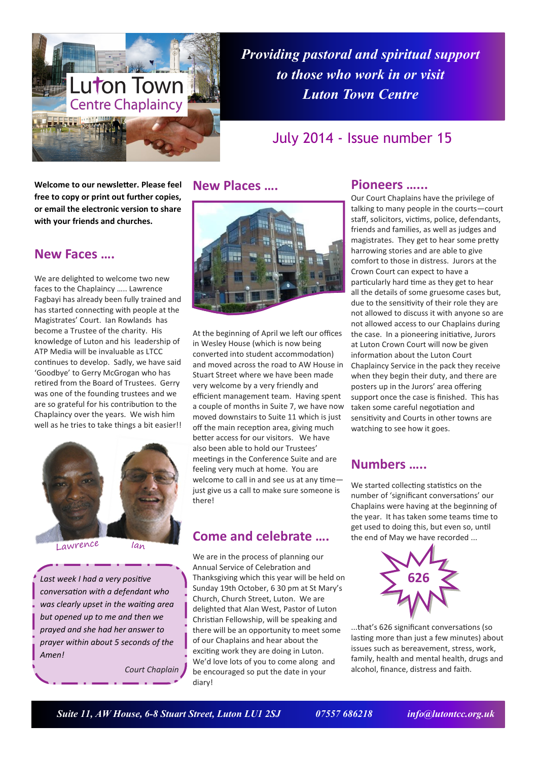# Luton Town Centre Chaplaincy

*Providing pastoral and spiritual support to those who work in or visit Luton Town Centre*

## July 2014 - Issue number 15

**Welcome to our newsletter. Please feel free to copy or print out further copies, or email the electronic version to share with your friends and churches.**

## New Faces ….

We are delighted to welcome two new faces to the Chaplaincy ….. Lawrence Fagbayi has already been fully trained and has started connecting with people at the Magistrates' Court. Ian Rowlands has become a Trustee of the charity. His knowledge of Luton and his leadership of ATP Media will be invaluable as LTCC continues to develop. Sadly, we have said 'Goodbye' to Gerry McGrogan who has retired from the Board of Trustees. Gerry was one of the founding trustees and we are so grateful for his contribution to the Chaplaincy over the years. We wish him well as he tries to take things a bit easier!!

Lawrence Ian

*Last week I had a very positive conversation with a defendant who was clearly upset in the waiting area but opened up to me and then we prayed and she had her answer to prayer within about 5 seconds of the Amen!*

*Court Chaplain*

## New Places ….

At the beginning of April we left our offices in Wesley House (which is now being converted into student accommodation) and moved across the road to AW House in Stuart Street where we have been made very welcome by a very friendly and efficient management team. Having spent a couple of months in Suite 7, we have now moved downstairs to Suite 11 which is just off the main reception area, giving much better access for our visitors. We have also been able to hold our Trustees' meetings in the Conference Suite and are feeling very much at home. You are welcome to call in and see us at any time—just give us a call to make sure someone is there!

## Come and celebrate ….

We are in the process of planning our Annual Service of Celebration and Thanksgiving which this year will be held on Sunday 19th October, 6 30 pm at St Mary's Church, Church Street, Luton. We are delighted that Alan West, Pastor of Luton Christian Fellowship, will be speaking and there will be an opportunity to meet some of our Chaplains and hear about the exciting work they are doing in Luton. We'd love lots of you to come along and be encouraged so put the date in your diary!

## Pioneers ……

Our Court Chaplains have the privilege of talking to many people in the courts—court staff, solicitors, victims, police, defendants, friends and families, as well as judges and magistrates. They get to hear some pretty harrowing stories and are able to give comfort to those in distress. Jurors at the Crown Court can expect to have a particularly hard time as they get to hear all the details of some gruesome cases but, due to the sensitivity of their role they are not allowed to discuss it with anyone so are not allowed access to our Chaplains during the case. In a pioneering initiative, Jurors at Luton Crown Court will now be given information about the Luton Court Chaplaincy Service in the pack they receive when they begin their duty, and there are posters up in the Jurors' area offering support once the case is finished. This has taken some careful negotiation and sensitivity and Courts in other towns are watching to see how it goes.

## Numbers …..

We started collecting statistics on the number of 'significant conversations' our Chaplains were having at the beginning of the year. It has taken some teams time to get used to doing this, but even so, until the end of May we have recorded ...

**626**

...that's 626 significant conversations (so lasting more than just a few minutes) about issues such as bereavement, stress, work, family, health and mental health, drugs and alcohol, finance, distress and faith.

*Suite 11, AW House, 6-8 Stuart Street, Luton LU1 2SJ* *07557 686218* *info@lutontcc.org.uk*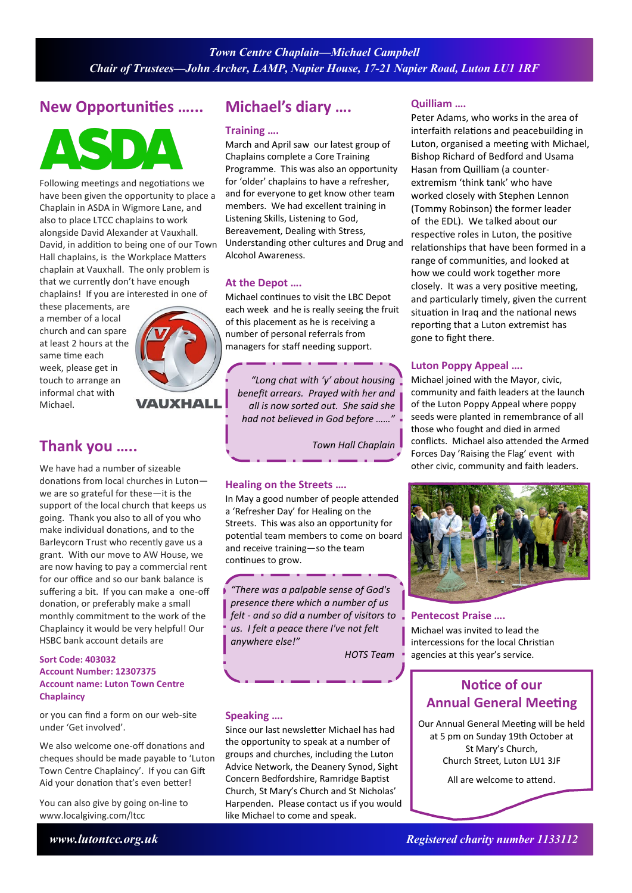*Town Centre Chaplain—Michael Campbell*
*Chair of Trustees—John Archer, LAMP, Napier House, 17-21 Napier Road, Luton LU1 1RF*

## New Opportunities ……

ASDA

Following meetings and negotiations we have been given the opportunity to place a Chaplain in ASDA in Wigmore Lane, and also to place LTCC chaplains to work alongside David Alexander at Vauxhall. David, in addition to being one of our Town Hall chaplains, is the Workplace Matters chaplain at Vauxhall. The only problem is that we currently don't have enough chaplains! If you are interested in one of these placements, are a member of a local church and can spare at least 2 hours at the same time each week, please get in touch to arrange an informal chat with Michael.

VAUXHALL

## Thank you …..

We have had a number of sizeable donations from local churches in Luton—we are so grateful for these—it is the support of the local church that keeps us going. Thank you also to all of you who make individual donations, and to the Barleycorn Trust who recently gave us a grant. With our move to AW House, we are now having to pay a commercial rent for our office and so our bank balance is suffering a bit. If you can make a one-off donation, or preferably make a small monthly commitment to the work of the Chaplaincy it would be very helpful! Our HSBC bank account details are

**Sort Code: 403032**
**Account Number: 12307375**
**Account name: Luton Town Centre Chaplaincy**

or you can find a form on our web-site under 'Get involved'.

We also welcome one-off donations and cheques should be made payable to 'Luton Town Centre Chaplaincy'. If you can Gift Aid your donation that's even better!

You can also give by going on-line to www.localgiving.com/ltcc

## Michael's diary ….

### Training ….

March and April saw our latest group of Chaplains complete a Core Training Programme. This was also an opportunity for 'older' chaplains to have a refresher, and for everyone to get know other team members. We had excellent training in Listening Skills, Listening to God, Bereavement, Dealing with Stress, Understanding other cultures and Drug and Alcohol Awareness.

### At the Depot ….

Michael continues to visit the LBC Depot each week and he is really seeing the fruit of this placement as he is receiving a number of personal referrals from managers for staff needing support.

> *"Long chat with 'y' about housing benefit arrears. Prayed with her and all is now sorted out. She said she had not believed in God before ……"*
>
> *Town Hall Chaplain*

### Healing on the Streets ….

In May a good number of people attended a 'Refresher Day' for Healing on the Streets. This was also an opportunity for potential team members to come on board and receive training—so the team continues to grow.

> *"There was a palpable sense of God's presence which a number of us felt - and so did a number of visitors to us. I felt a peace there I've not felt anywhere else!"*
>
> *HOTS Team*

### Speaking ….

Since our last newsletter Michael has had the opportunity to speak at a number of groups and churches, including the Luton Advice Network, the Deanery Synod, Sight Concern Bedfordshire, Ramridge Baptist Church, St Mary's Church and St Nicholas' Harpenden. Please contact us if you would like Michael to come and speak.

### Quilliam ….

Peter Adams, who works in the area of interfaith relations and peacebuilding in Luton, organised a meeting with Michael, Bishop Richard of Bedford and Usama Hasan from Quilliam (a counter-extremism 'think tank' who have worked closely with Stephen Lennon (Tommy Robinson) the former leader of the EDL). We talked about our respective roles in Luton, the positive relationships that have been formed in a range of communities, and looked at how we could work together more closely. It was a very positive meeting, and particularly timely, given the current situation in Iraq and the national news reporting that a Luton extremist has gone to fight there.

### Luton Poppy Appeal ….

Michael joined with the Mayor, civic, community and faith leaders at the launch of the Luton Poppy Appeal where poppy seeds were planted in remembrance of all those who fought and died in armed conflicts. Michael also attended the Armed Forces Day 'Raising the Flag' event with other civic, community and faith leaders.

### Pentecost Praise ….

Michael was invited to lead the intercessions for the local Christian agencies at this year's service.

## Notice of our Annual General Meeting

Our Annual General Meeting will be held at 5 pm on Sunday 19th October at St Mary's Church, Church Street, Luton LU1 3JF

All are welcome to attend.

*www.lutontcc.org.uk* *Registered charity number 1133112*